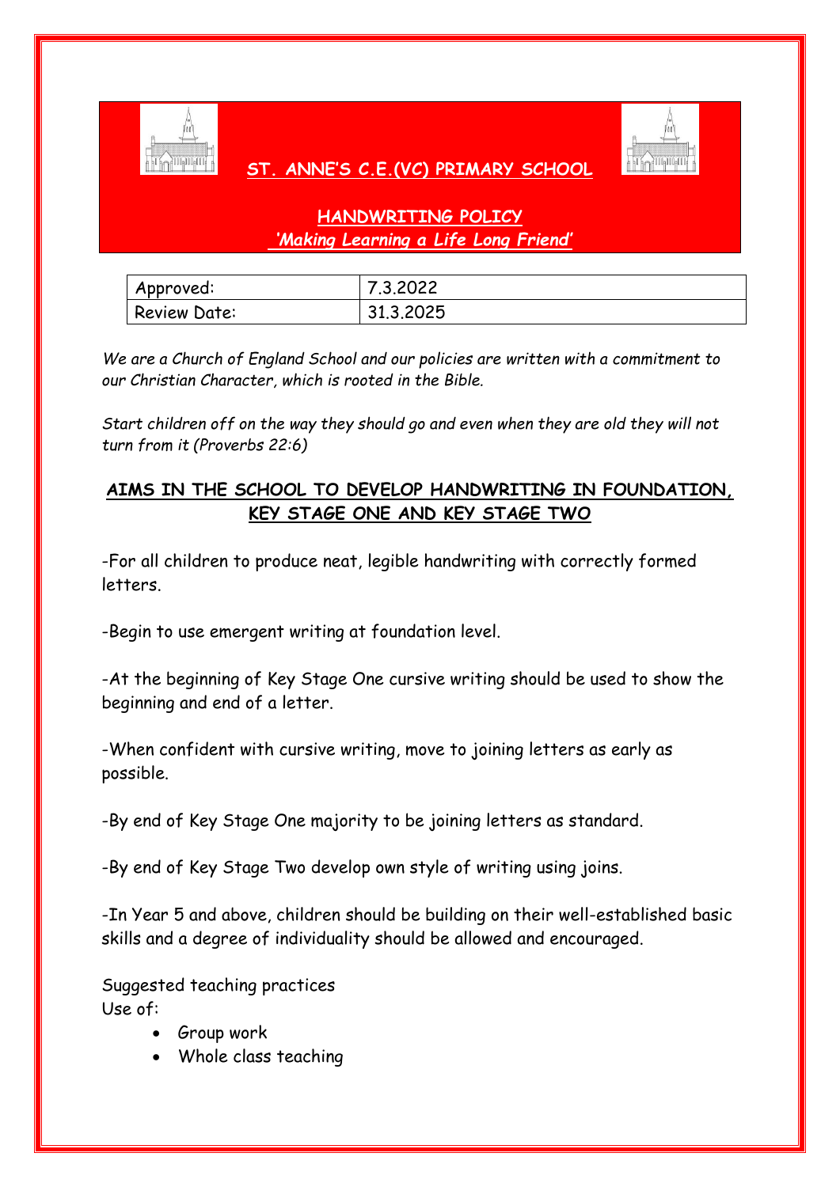# ST. ANNE'S C.E.(VC) PRIMARY SCHOOL

## HANDWRITING POLICY

***'Making Learning a Life Long Friend'***

| Approved: | 7.3.2022 |
|---|---|
| Review Date: | 31.3.2025 |

*We are a Church of England School and our policies are written with a commitment to our Christian Character, which is rooted in the Bible.*

*Start children off on the way they should go and even when they are old they will not turn from it (Proverbs 22:6)*

## AIMS IN THE SCHOOL TO DEVELOP HANDWRITING IN FOUNDATION, KEY STAGE ONE AND KEY STAGE TWO

-For all children to produce neat, legible handwriting with correctly formed letters.

-Begin to use emergent writing at foundation level.

-At the beginning of Key Stage One cursive writing should be used to show the beginning and end of a letter.

-When confident with cursive writing, move to joining letters as early as possible.

-By end of Key Stage One majority to be joining letters as standard.

-By end of Key Stage Two develop own style of writing using joins.

-In Year 5 and above, children should be building on their well-established basic skills and a degree of individuality should be allowed and encouraged.

Suggested teaching practices
Use of:

- Group work
- Whole class teaching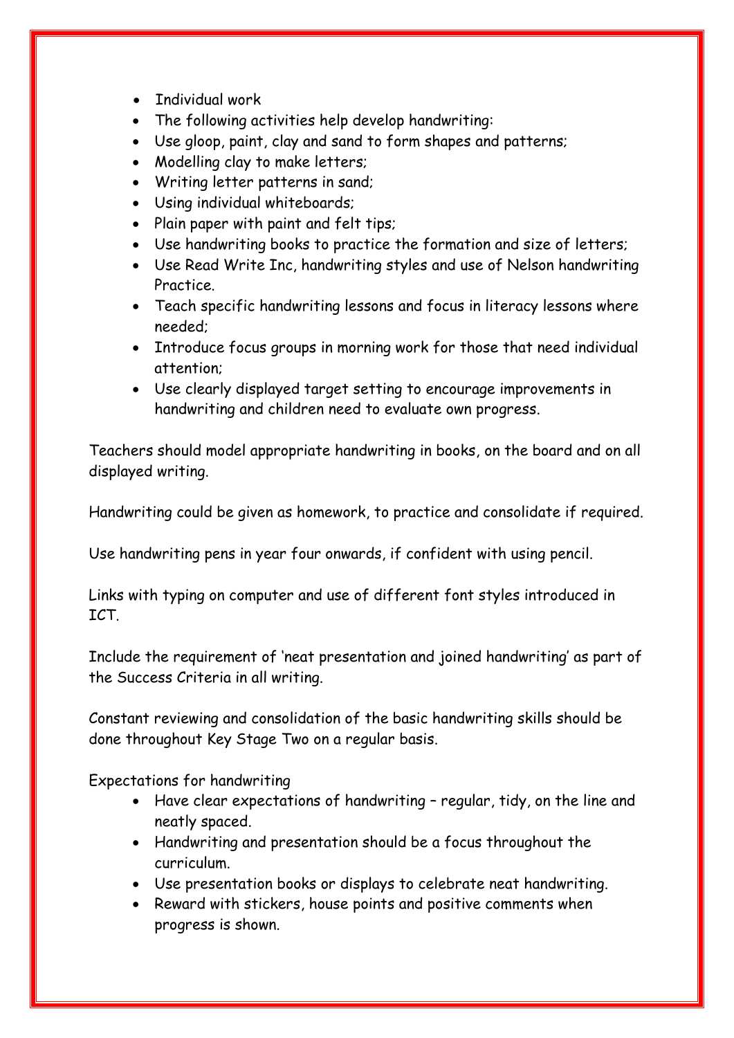- Individual work
- The following activities help develop handwriting:
- Use gloop, paint, clay and sand to form shapes and patterns;
- Modelling clay to make letters;
- Writing letter patterns in sand;
- Using individual whiteboards;
- Plain paper with paint and felt tips;
- Use handwriting books to practice the formation and size of letters;
- Use Read Write Inc, handwriting styles and use of Nelson handwriting Practice.
- Teach specific handwriting lessons and focus in literacy lessons where needed;
- Introduce focus groups in morning work for those that need individual attention;
- Use clearly displayed target setting to encourage improvements in handwriting and children need to evaluate own progress.

Teachers should model appropriate handwriting in books, on the board and on all displayed writing.

Handwriting could be given as homework, to practice and consolidate if required.

Use handwriting pens in year four onwards, if confident with using pencil.

Links with typing on computer and use of different font styles introduced in ICT.

Include the requirement of 'neat presentation and joined handwriting' as part of the Success Criteria in all writing.

Constant reviewing and consolidation of the basic handwriting skills should be done throughout Key Stage Two on a regular basis.

Expectations for handwriting

- Have clear expectations of handwriting – regular, tidy, on the line and neatly spaced.
- Handwriting and presentation should be a focus throughout the curriculum.
- Use presentation books or displays to celebrate neat handwriting.
- Reward with stickers, house points and positive comments when progress is shown.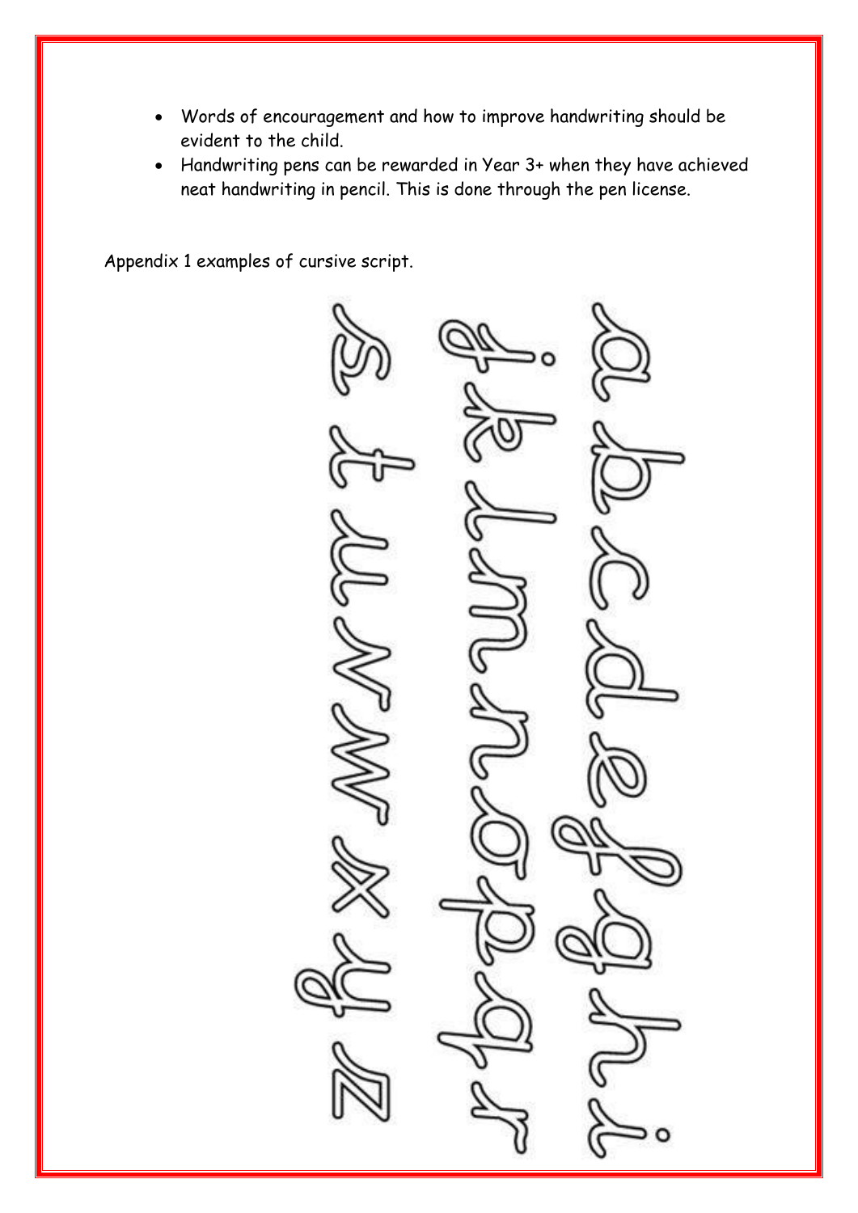- Words of encouragement and how to improve handwriting should be evident to the child.
- Handwriting pens can be rewarded in Year 3+ when they have achieved neat handwriting in pencil. This is done through the pen license.

Appendix 1 examples of cursive script.

a b c d e f g h i

j k l m n o p q r

s t u v w x y z